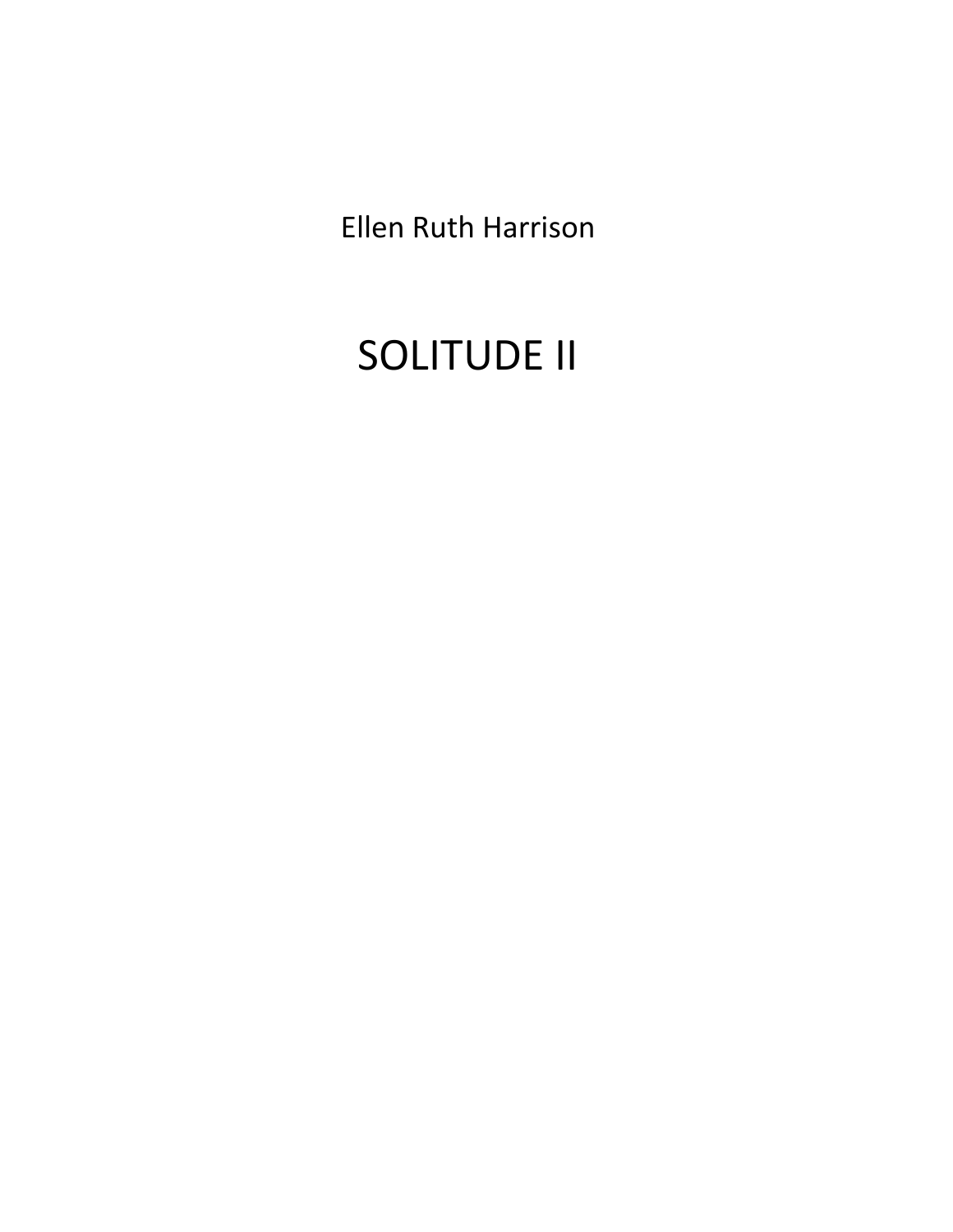Ellen Ruth Harrison

# SOLITUDE II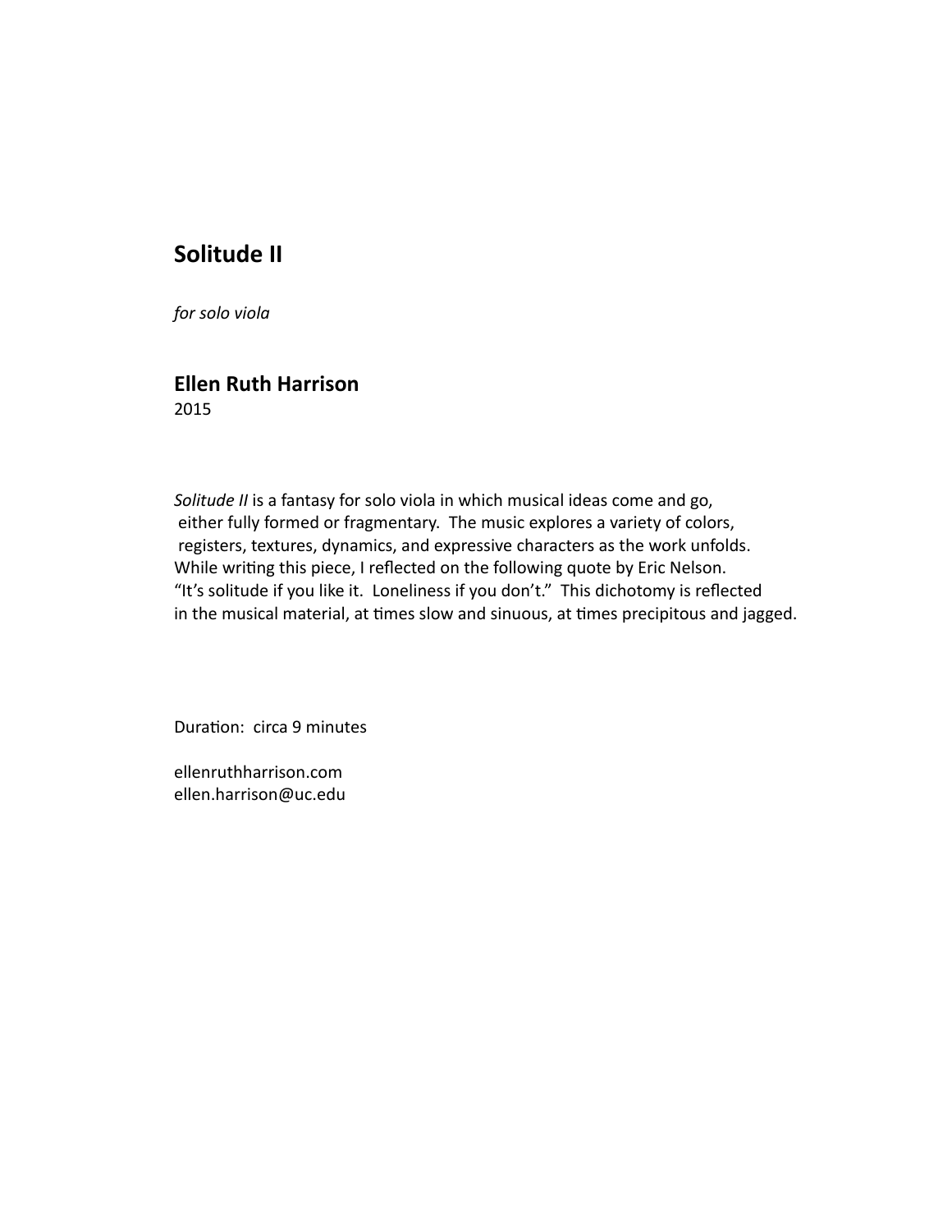# Solitude II

*for solo viola*

## Ellen Ruth Harrison

2015

*Solitude II* is a fantasy for solo viola in which musical ideas come and go, either fully formed or fragmentary. The music explores a variety of colors, registers, textures, dynamics, and expressive characters as the work unfolds. While writing this piece, I reflected on the following quote by Eric Nelson. "It's solitude if you like it. Loneliness if you don't." This dichotomy is reflected in the musical material, at times slow and sinuous, at times precipitous and jagged.

Duration: circa 9 minutes

ellenruthharrison.com
ellen.harrison@uc.edu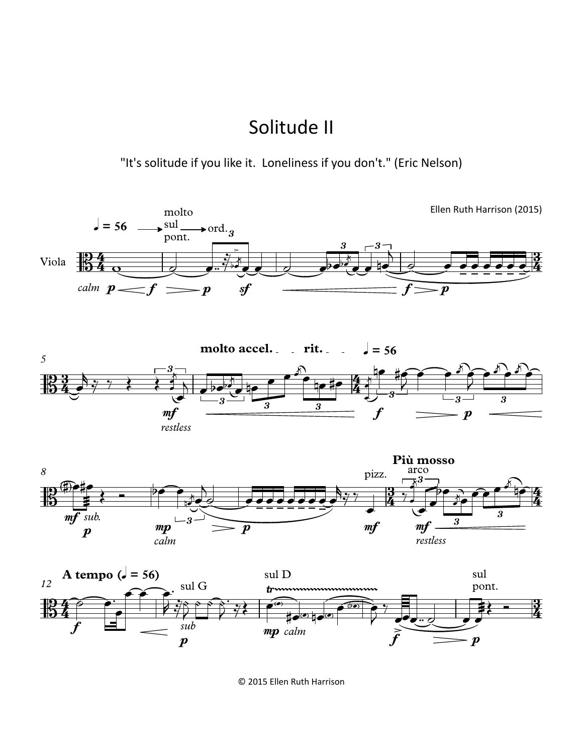# Solitude II

"It's solitude if you like it.  Loneliness if you don't." (Eric Nelson)

Ellen Ruth Harrison (2015)

© 2015 Ellen Ruth Harrison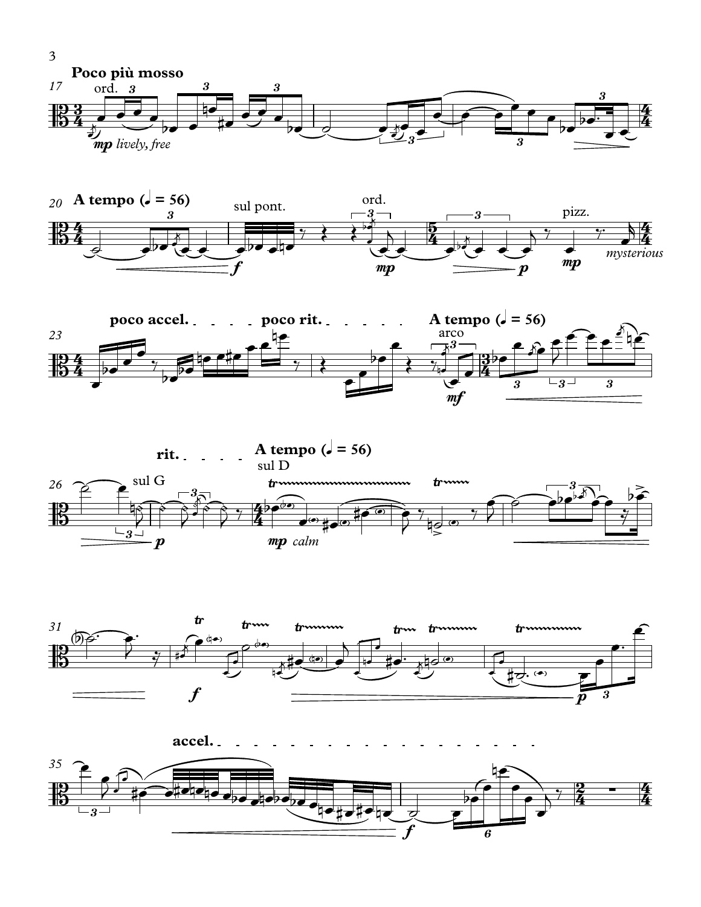**Poco più mosso**

ord.

*mp lively, free*

**A tempo (♩ = 56)**

sul pont.

ord.

pizz.

*mysterious*

**poco accel.** **poco rit.** **A tempo (♩ = 56)**

arco

sul G

**rit.** **A tempo (♩ = 56)**

sul D

*mp calm*

**accel.**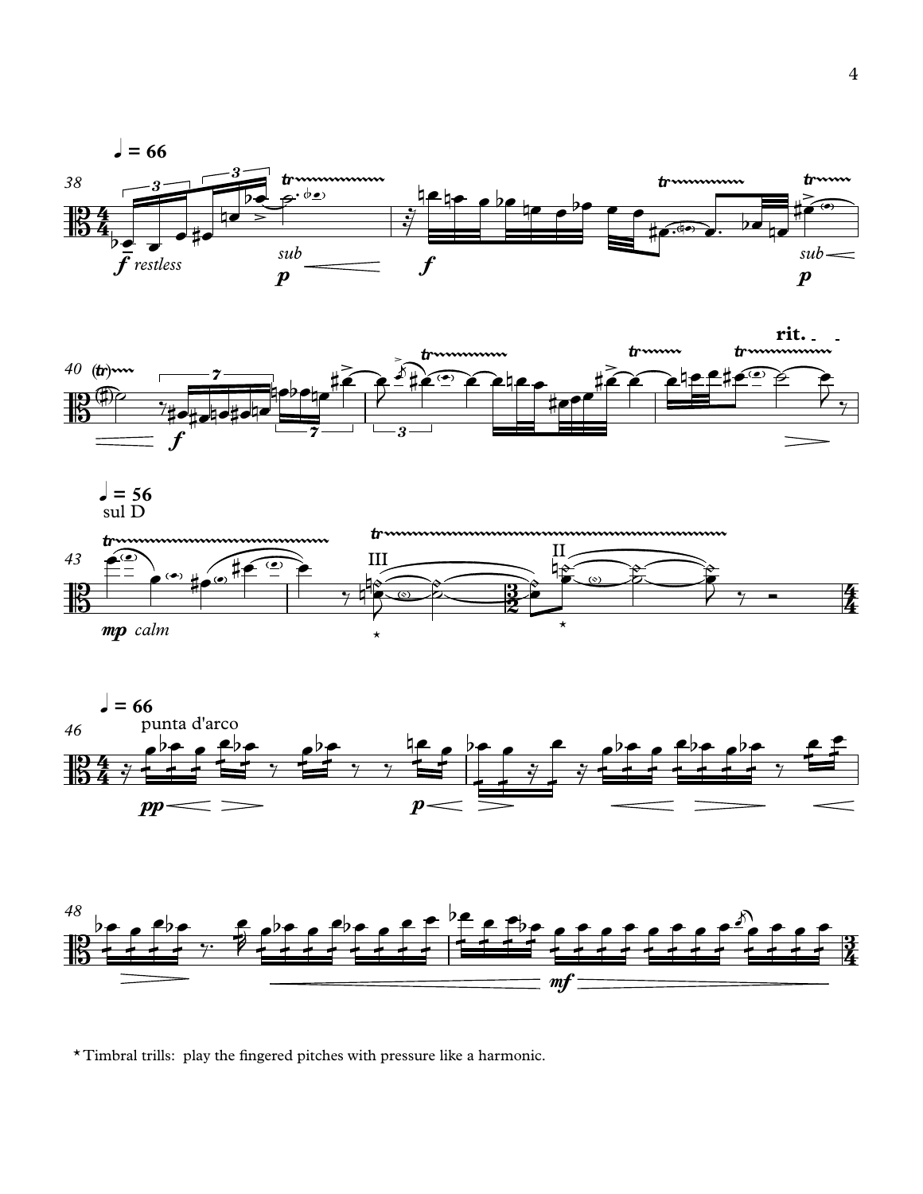* Timbral trills: play the fingered pitches with pressure like a harmonic.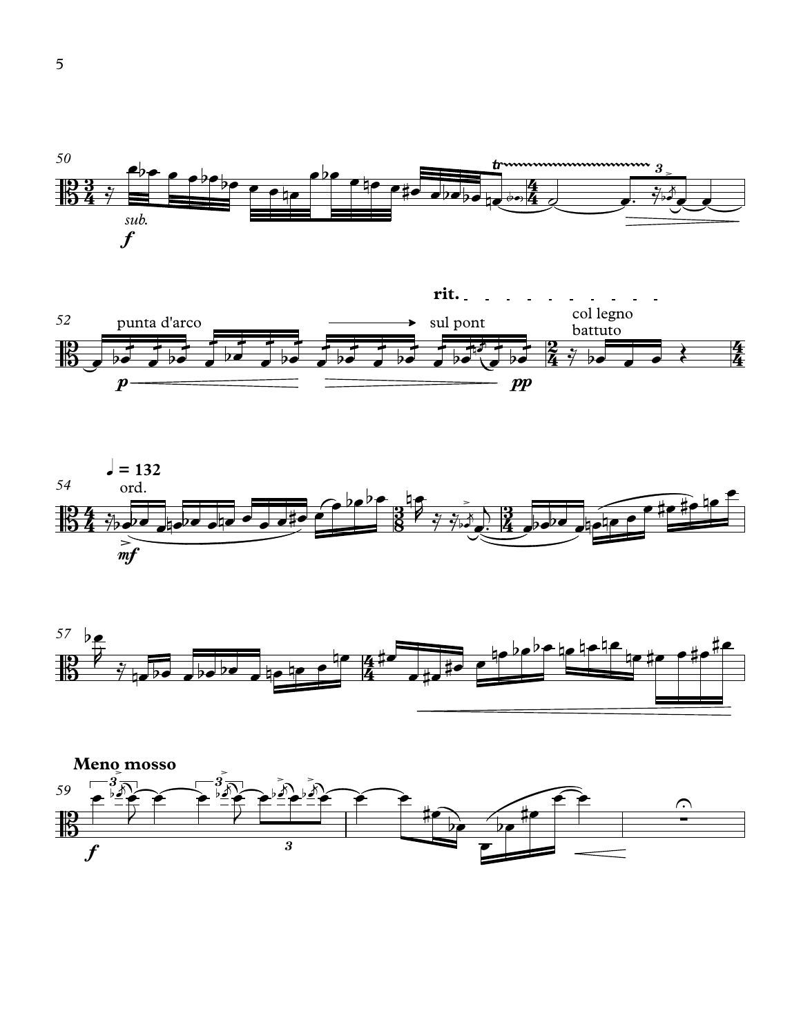50

*sub.* **f**

52

punta d'arco

**p**

sul pont

**pp**

**rit.**

col legno battuto

54

♩ = 132

ord.

**mf**

57

**Meno mosso**

59

**f**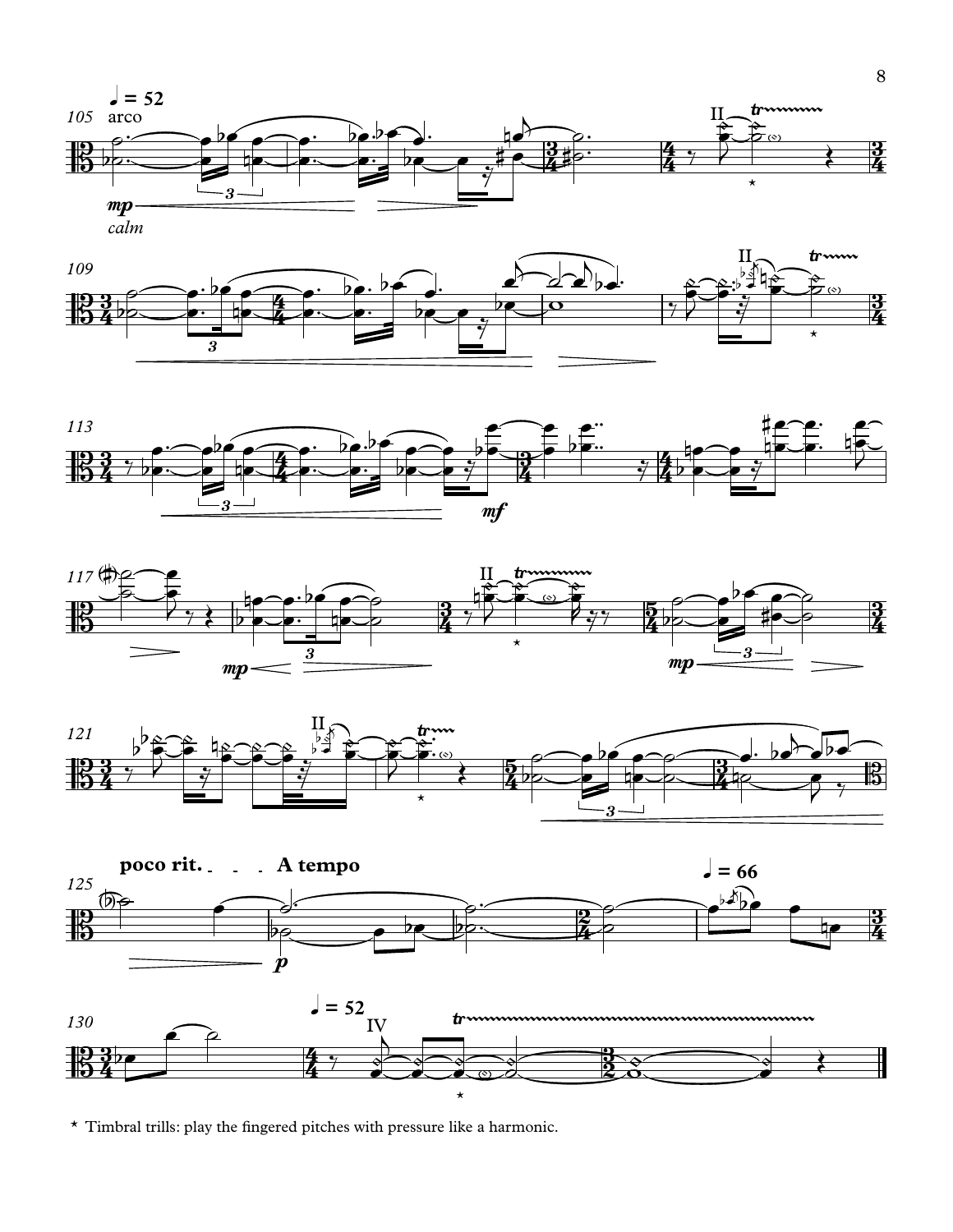\* Timbral trills: play the fingered pitches with pressure like a harmonic.